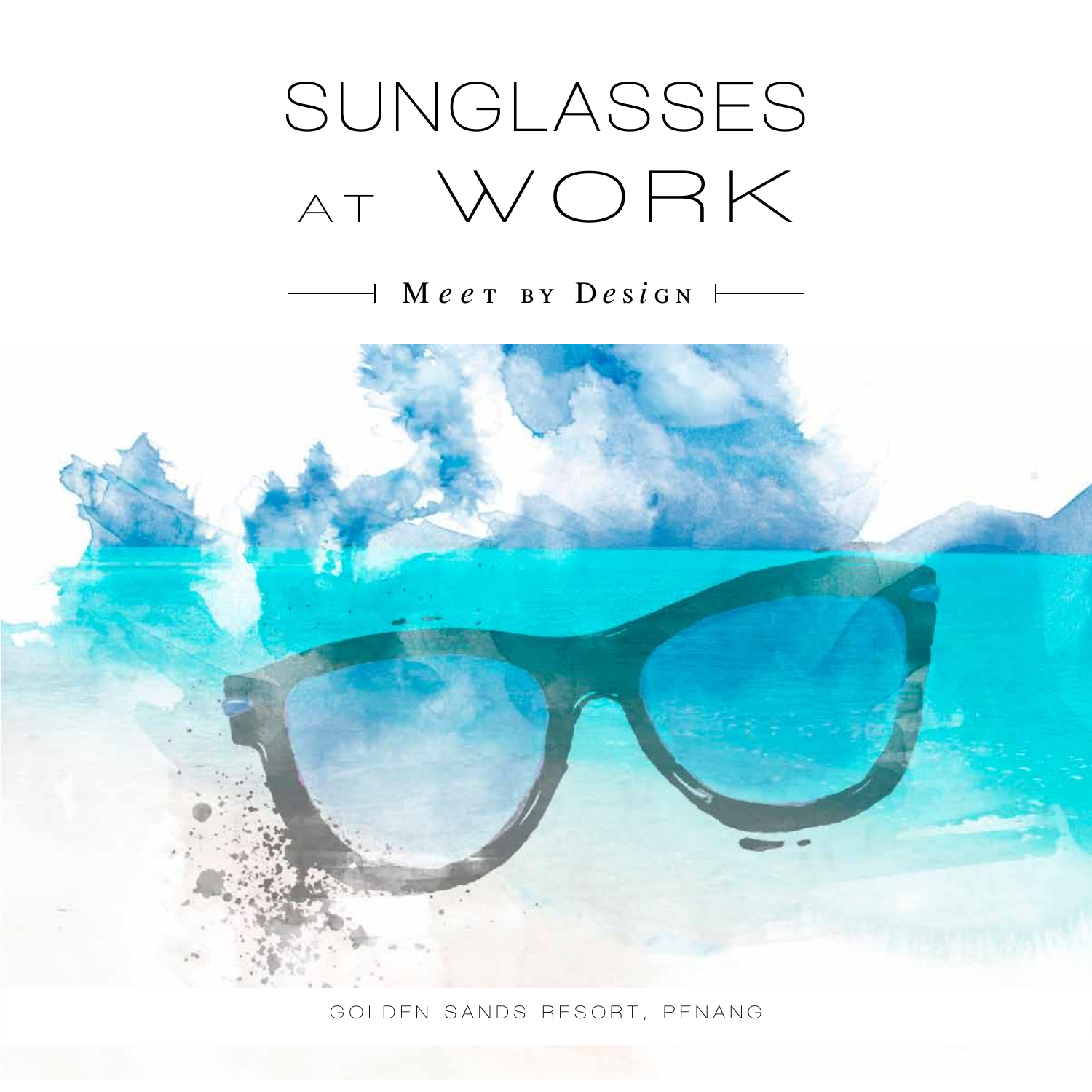# SUNGLASSES AT WORK

## Meet by Design

GOLDEN SANDS RESORT, PENANG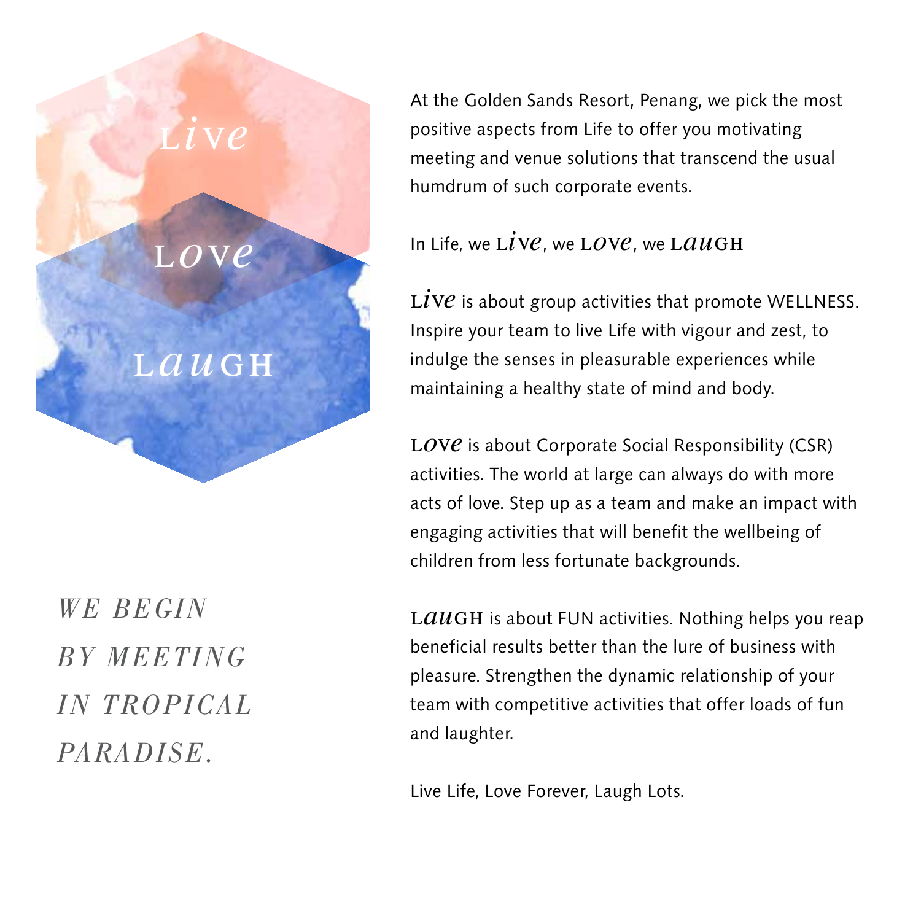Live

Love

Laugh

*WE BEGIN BY MEETING IN TROPICAL PARADISE.*

At the Golden Sands Resort, Penang, we pick the most positive aspects from Life to offer you motivating meeting and venue solutions that transcend the usual humdrum of such corporate events.

In Life, we **Live**, we **Love**, we **Laugh**

**Live** is about group activities that promote WELLNESS. Inspire your team to live Life with vigour and zest, to indulge the senses in pleasurable experiences while maintaining a healthy state of mind and body.

**Love** is about Corporate Social Responsibility (CSR) activities. The world at large can always do with more acts of love. Step up as a team and make an impact with engaging activities that will benefit the wellbeing of children from less fortunate backgrounds.

**Laugh** is about FUN activities. Nothing helps you reap beneficial results better than the lure of business with pleasure. Strengthen the dynamic relationship of your team with competitive activities that offer loads of fun and laughter.

Live Life, Love Forever, Laugh Lots.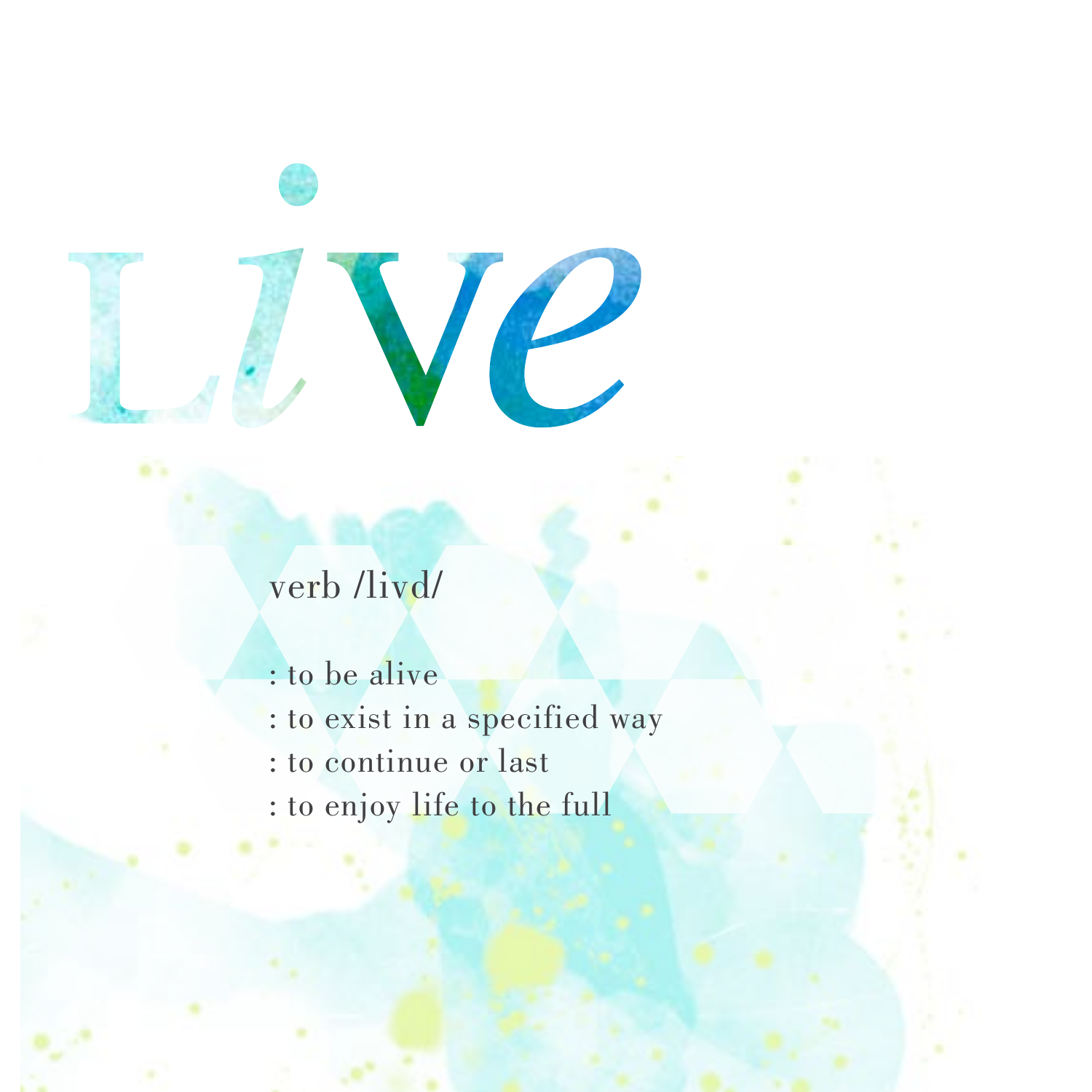# Live

verb /livd/

: to be alive
: to exist in a specified way
: to continue or last
: to enjoy life to the full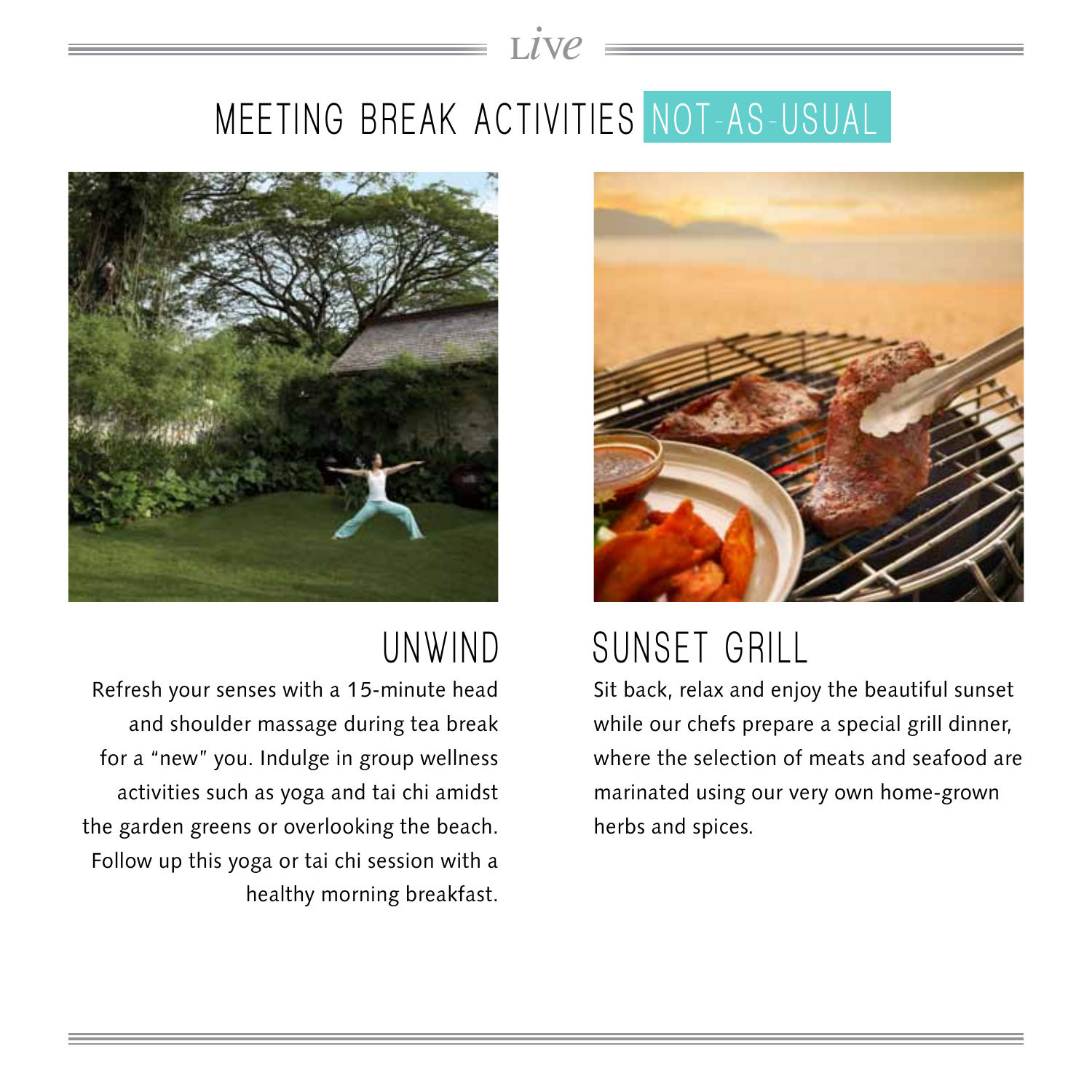# MEETING BREAK ACTIVITIES NOT-AS-USUAL

## UNWIND

Refresh your senses with a 15-minute head and shoulder massage during tea break for a "new" you. Indulge in group wellness activities such as yoga and tai chi amidst the garden greens or overlooking the beach. Follow up this yoga or tai chi session with a healthy morning breakfast.

## SUNSET GRILL

Sit back, relax and enjoy the beautiful sunset while our chefs prepare a special grill dinner, where the selection of meats and seafood are marinated using our very own home-grown herbs and spices.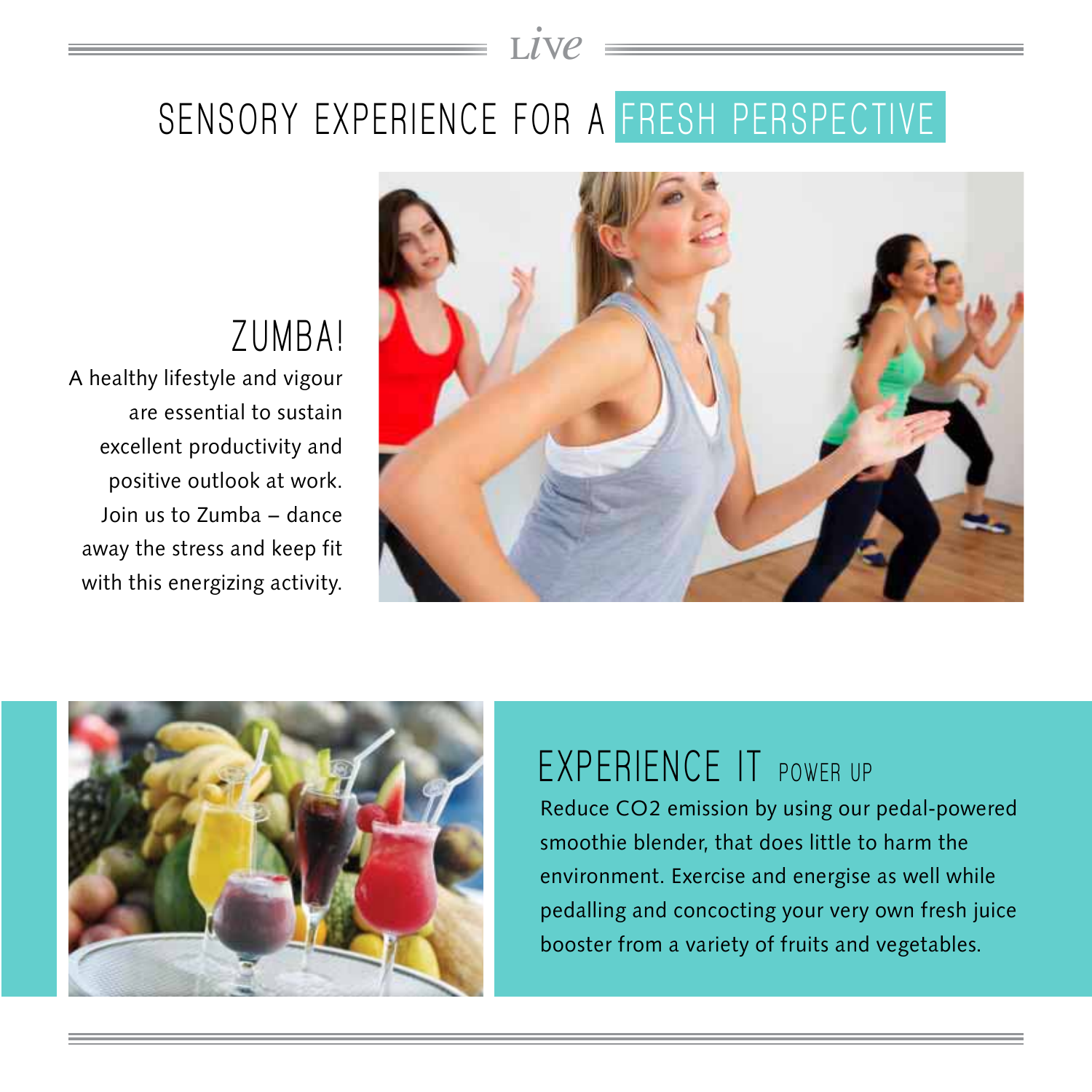# SENSORY EXPERIENCE FOR A FRESH PERSPECTIVE

## ZUMBA!

A healthy lifestyle and vigour are essential to sustain excellent productivity and positive outlook at work. Join us to Zumba – dance away the stress and keep fit with this energizing activity.

## EXPERIENCE IT POWER UP

Reduce $CO_2$ emission by using our pedal-powered smoothie blender, that does little to harm the environment. Exercise and energise as well while pedalling and concocting your very own fresh juice booster from a variety of fruits and vegetables.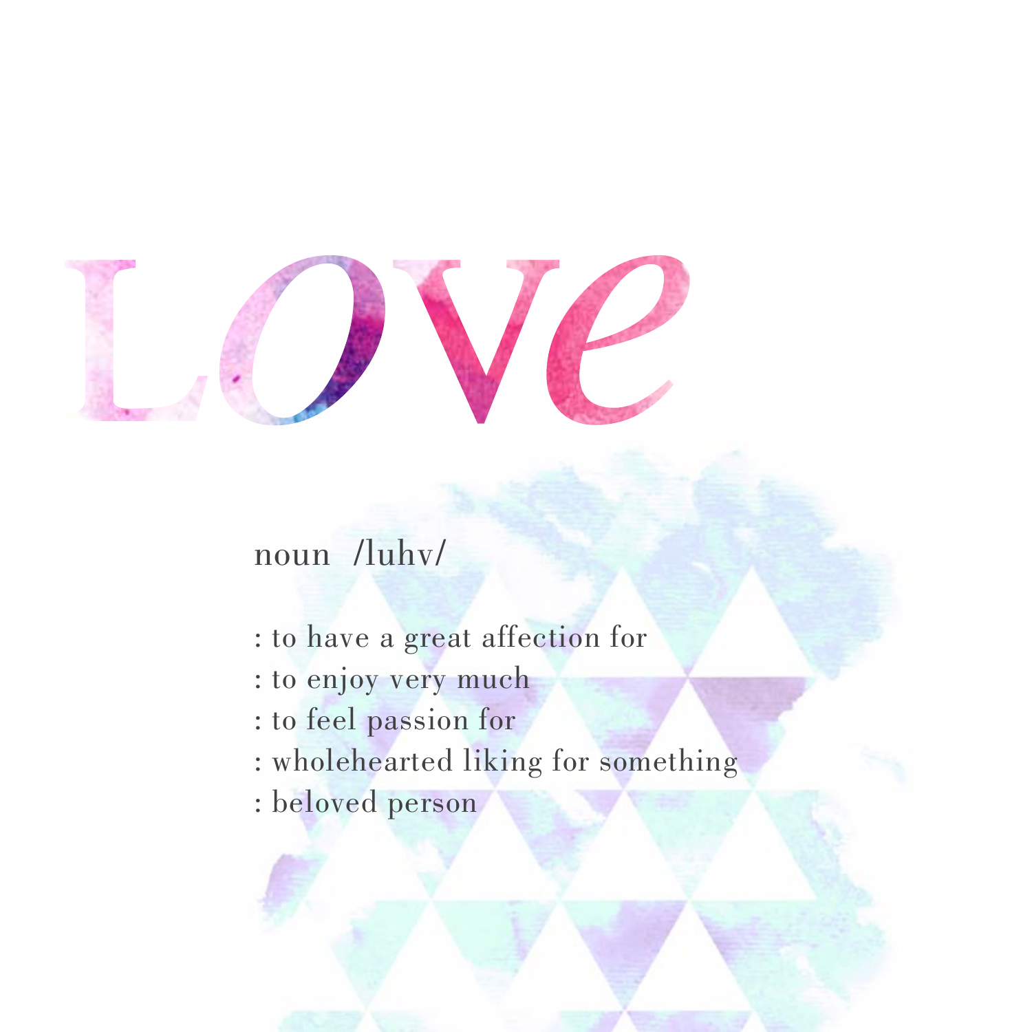# Love

noun /luhv/

: to have a great affection for
: to enjoy very much
: to feel passion for
: wholehearted liking for something
: beloved person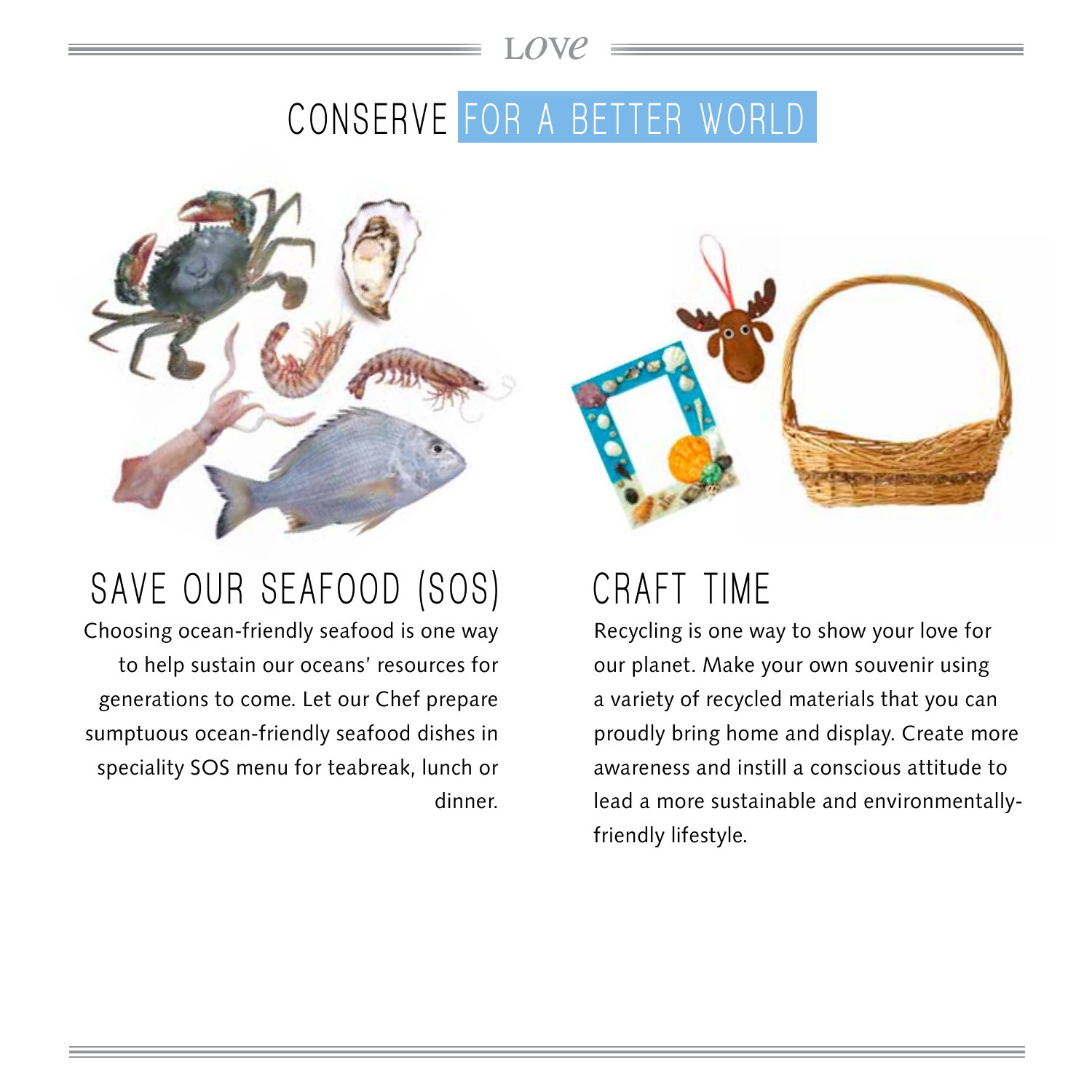# CONSERVE FOR A BETTER WORLD

## SAVE OUR SEAFOOD (SOS)

Choosing ocean-friendly seafood is one way to help sustain our oceans' resources for generations to come. Let our Chef prepare sumptuous ocean-friendly seafood dishes in speciality SOS menu for teabreak, lunch or dinner.

## CRAFT TIME

Recycling is one way to show your love for our planet. Make your own souvenir using a variety of recycled materials that you can proudly bring home and display. Create more awareness and instill a conscious attitude to lead a more sustainable and environmentally-friendly lifestyle.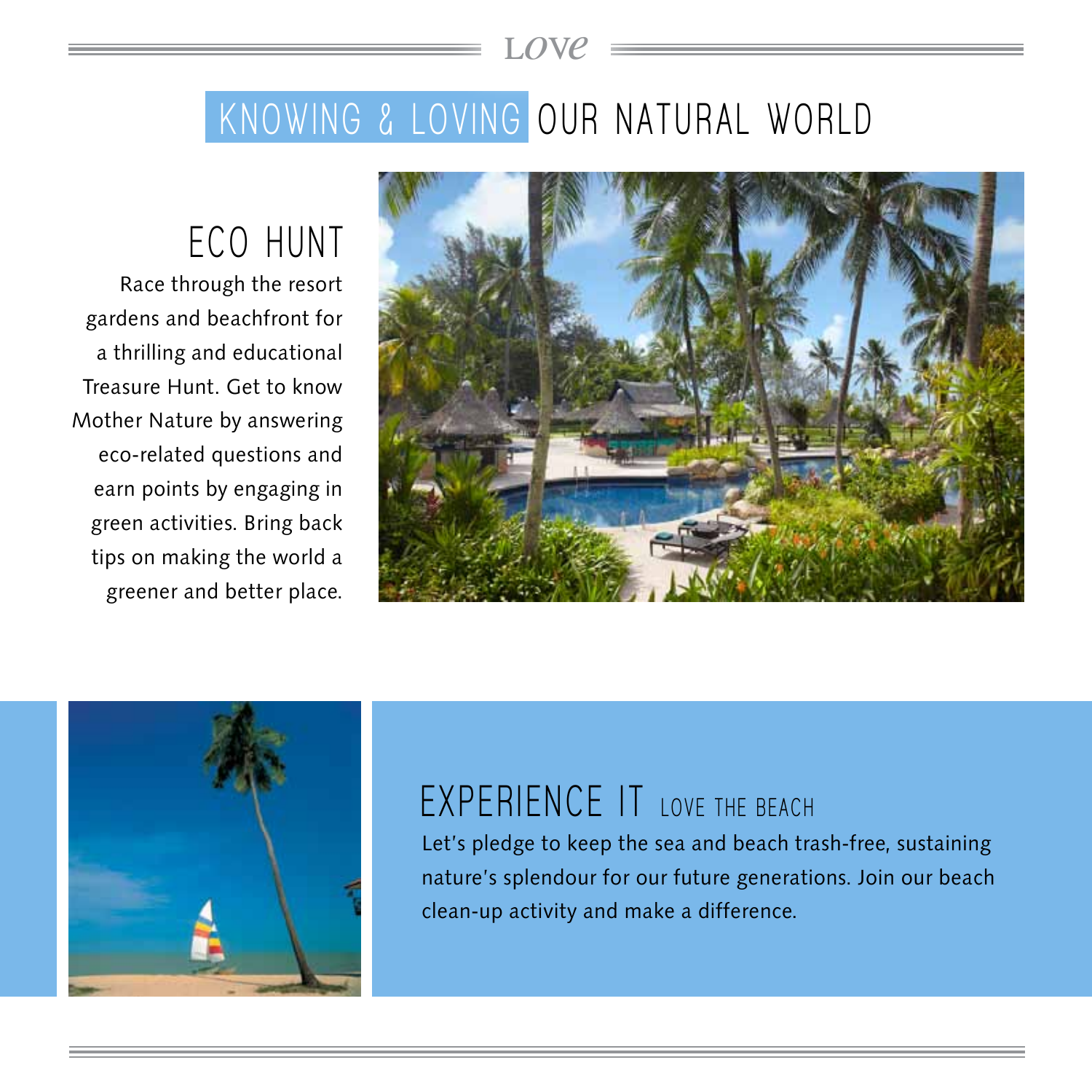# KNOWING & LOVING OUR NATURAL WORLD

## ECO HUNT

Race through the resort gardens and beachfront for a thrilling and educational Treasure Hunt. Get to know Mother Nature by answering eco-related questions and earn points by engaging in green activities. Bring back tips on making the world a greener and better place.

## EXPERIENCE IT LOVE THE BEACH

Let's pledge to keep the sea and beach trash-free, sustaining nature's splendour for our future generations. Join our beach clean-up activity and make a difference.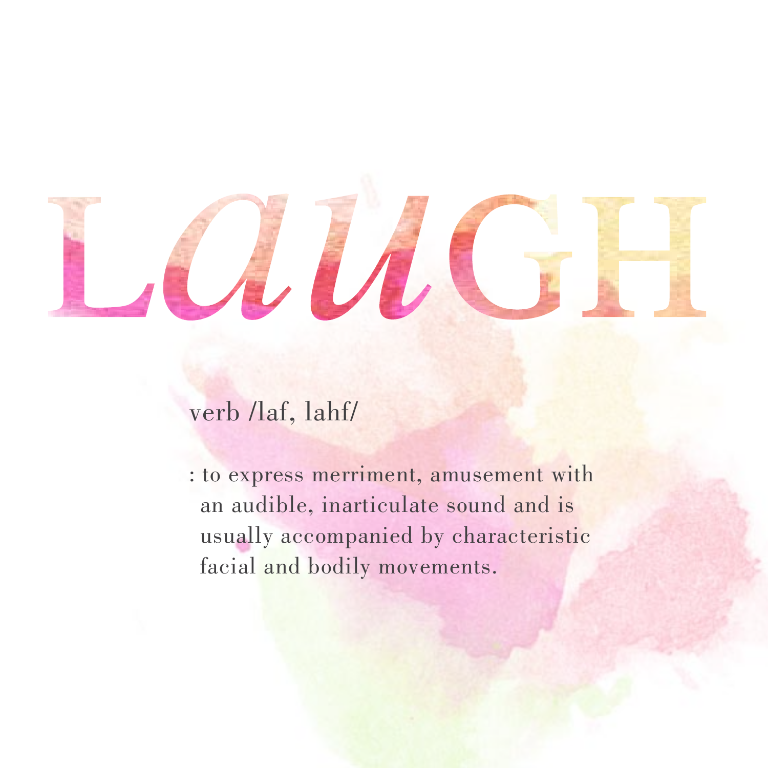# LaUGH

verb /laf, lahf/

: to express merriment, amusement with an audible, inarticulate sound and is usually accompanied by characteristic facial and bodily movements.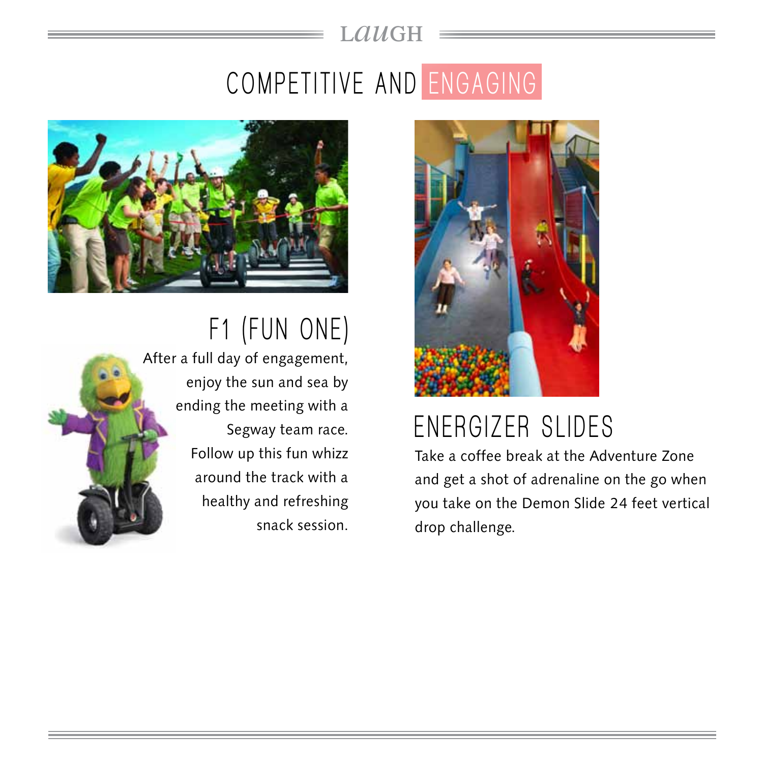# COMPETITIVE AND ENGAGING

## F1 (FUN ONE)

After a full day of engagement, enjoy the sun and sea by ending the meeting with a Segway team race. Follow up this fun whizz around the track with a healthy and refreshing snack session.

## ENERGIZER SLIDES

Take a coffee break at the Adventure Zone and get a shot of adrenaline on the go when you take on the Demon Slide 24 feet vertical drop challenge.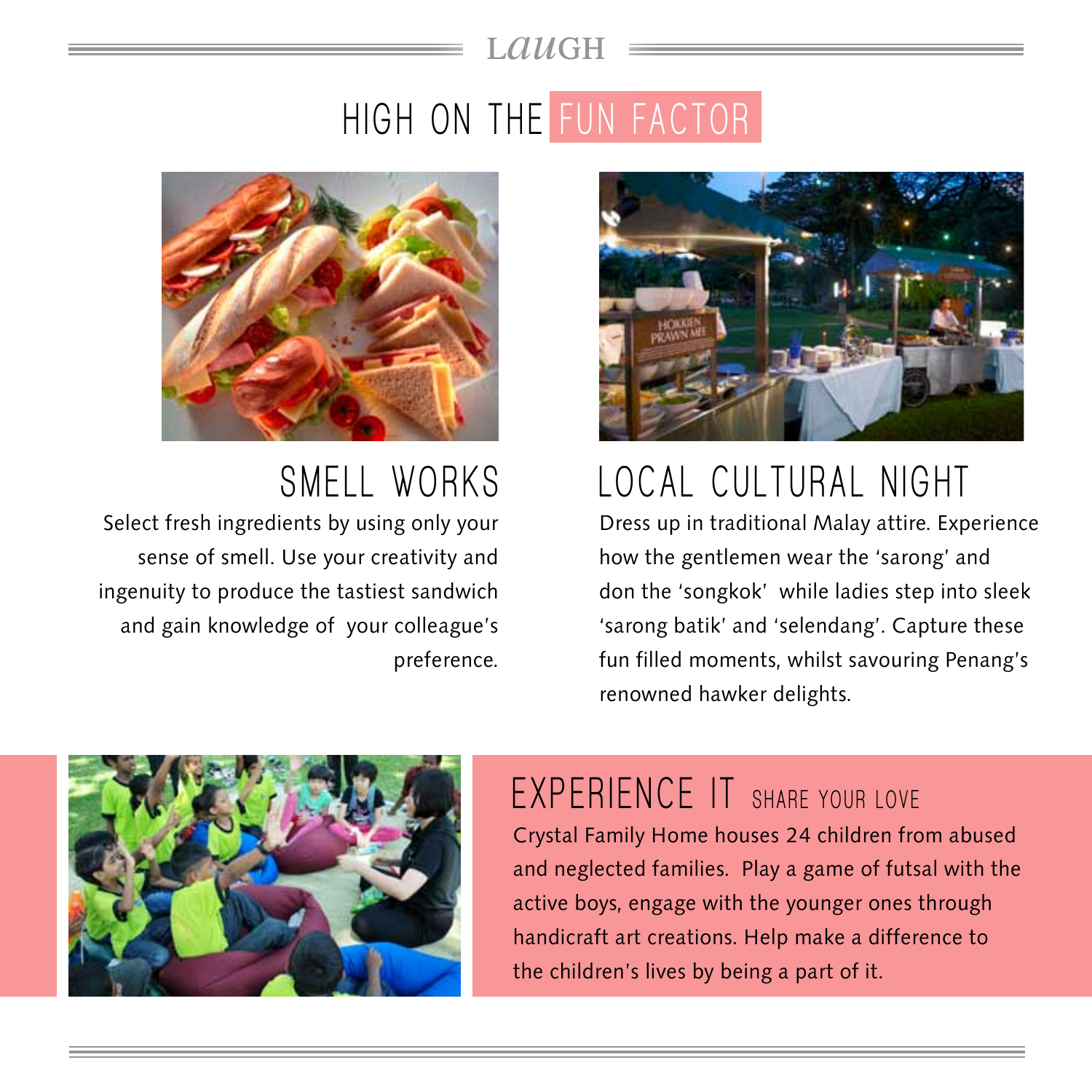LAUGH

# HIGH ON THE FUN FACTOR

## SMELL WORKS

Select fresh ingredients by using only your sense of smell. Use your creativity and ingenuity to produce the tastiest sandwich and gain knowledge of your colleague's preference.

## LOCAL CULTURAL NIGHT

Dress up in traditional Malay attire. Experience how the gentlemen wear the 'sarong' and don the 'songkok' while ladies step into sleek 'sarong batik' and 'selendang'. Capture these fun filled moments, whilst savouring Penang's renowned hawker delights.

## EXPERIENCE IT SHARE YOUR LOVE

Crystal Family Home houses 24 children from abused and neglected families. Play a game of futsal with the active boys, engage with the younger ones through handicraft art creations. Help make a difference to the children's lives by being a part of it.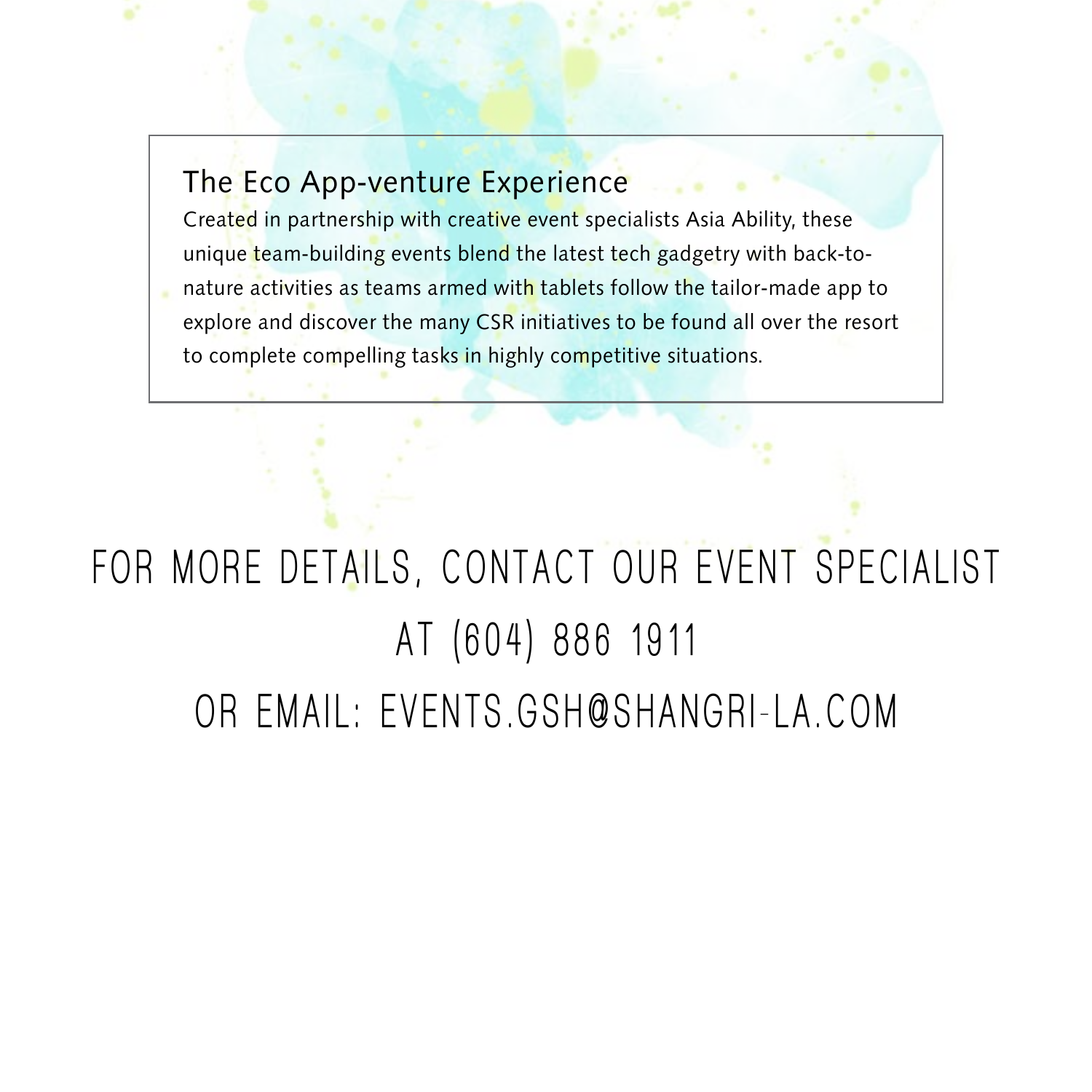## The Eco App-venture Experience

Created in partnership with creative event specialists Asia Ability, these unique team-building events blend the latest tech gadgetry with back-to-nature activities as teams armed with tablets follow the tailor-made app to explore and discover the many CSR initiatives to be found all over the resort to complete compelling tasks in highly competitive situations.

FOR MORE DETAILS, CONTACT OUR EVENT SPECIALIST

AT (604) 886 1911

OR EMAIL: EVENTS.GSH@SHANGRI-LA.COM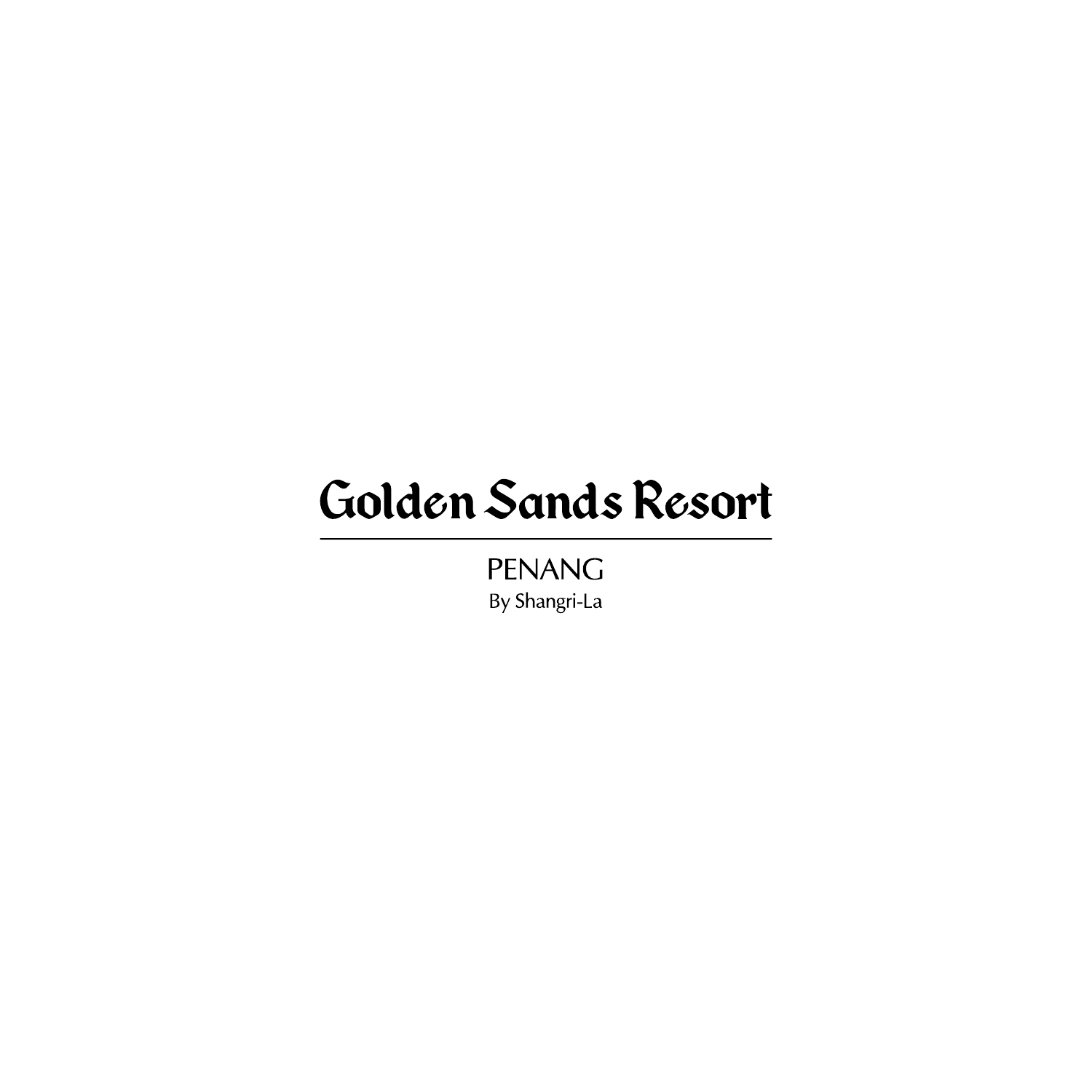# Golden Sands Resort

PENANG

By Shangri-La